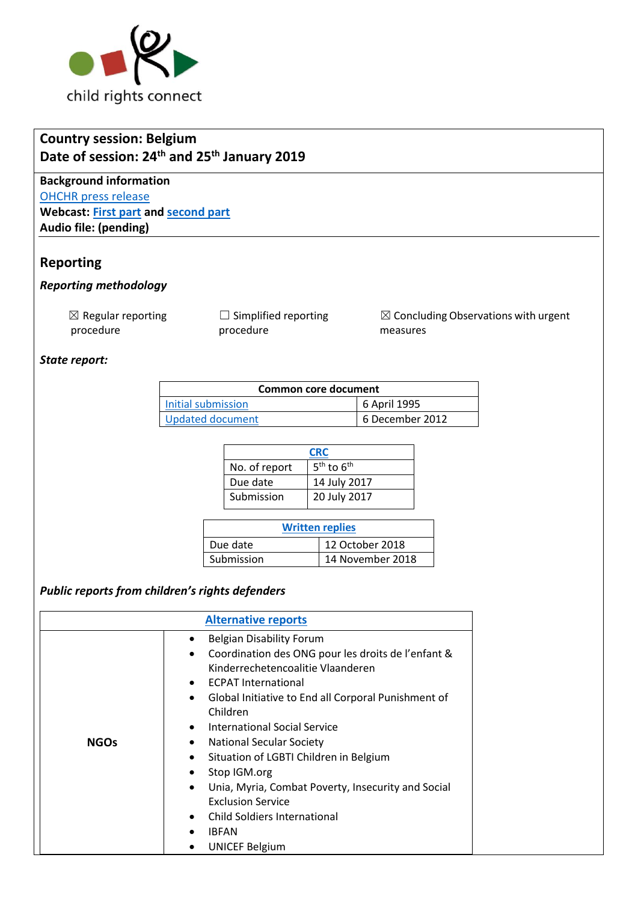child rights connect

**Country session: Belgium**
**Date of session: 24th and 25th January 2019**

**Background information**
[OHCHR press release]
**Webcast: First part and second part**
**Audio file: (pending)**

## Reporting

### *Reporting methodology*

☒ Regular reporting procedure ☐ Simplified reporting procedure ☒ Concluding Observations with urgent measures

### *State report:*

| Common core document | |
|---|---|
| Initial submission | 6 April 1995 |
| Updated document | 6 December 2012 |

| CRC | |
|---|---|
| No. of report | 5th to 6th |
| Due date | 14 July 2017 |
| Submission | 20 July 2017 |

| Written replies | |
|---|---|
| Due date | 12 October 2018 |
| Submission | 14 November 2018 |

### *Public reports from children's rights defenders*

| Alternative reports | |
|---|---|
| NGOs | • Belgian Disability Forum<br>• Coordination des ONG pour les droits de l'enfant & Kinderrechetencoalitie Vlaanderen<br>• ECPAT International<br>• Global Initiative to End all Corporal Punishment of Children<br>• International Social Service<br>• National Secular Society<br>• Situation of LGBTI Children in Belgium<br>• Stop IGM.org<br>• Unia, Myria, Combat Poverty, Insecurity and Social Exclusion Service<br>• Child Soldiers International<br>• IBFAN<br>• UNICEF Belgium |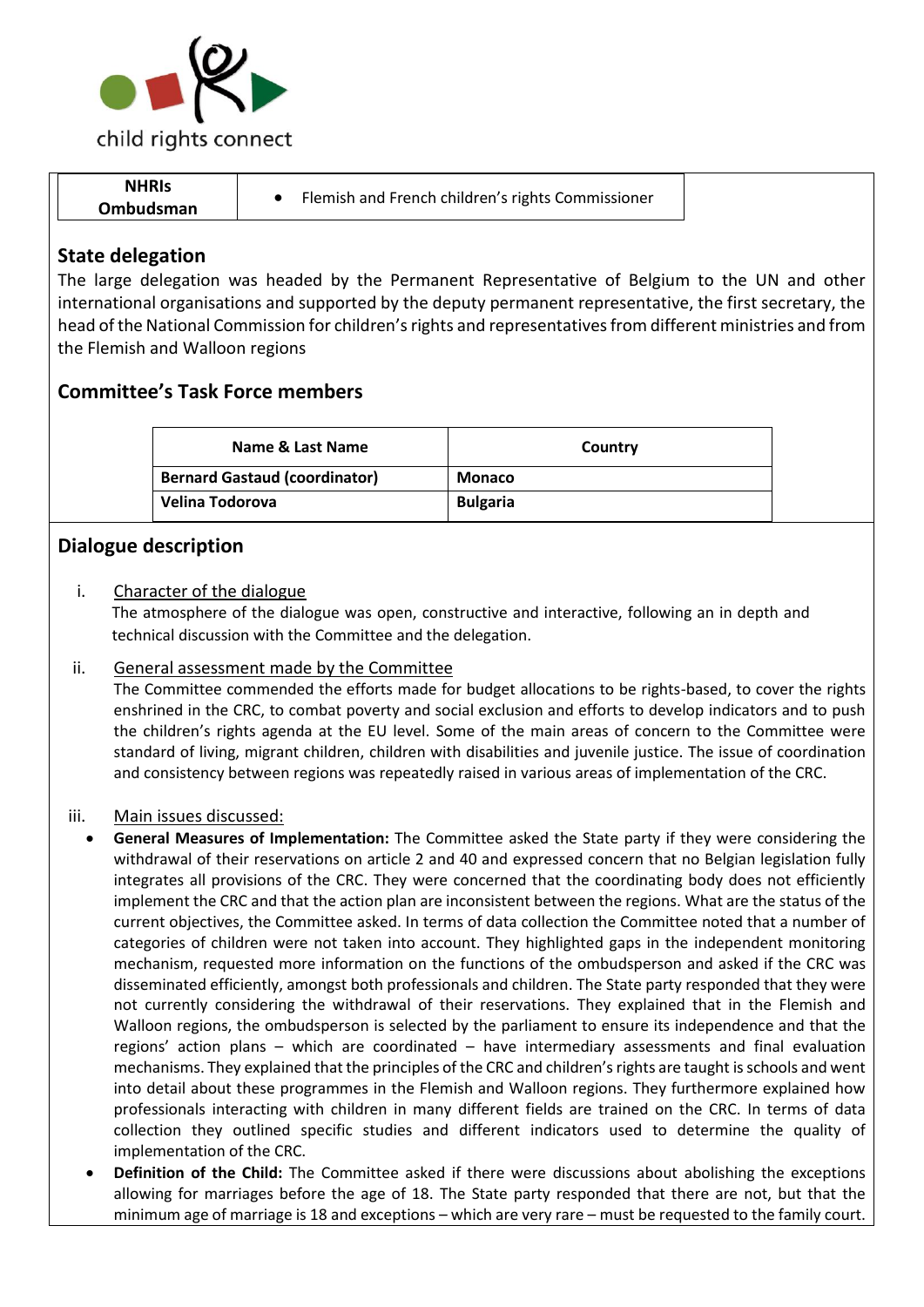| NHRIs Ombudsman | • Flemish and French children's rights Commissioner |
|---|---|

## State delegation

The large delegation was headed by the Permanent Representative of Belgium to the UN and other international organisations and supported by the deputy permanent representative, the first secretary, the head of the National Commission for children's rights and representatives from different ministries and from the Flemish and Walloon regions

## Committee's Task Force members

| Name & Last Name | Country |
|---|---|
| **Bernard Gastaud (coordinator)** | **Monaco** |
| **Velina Todorova** | **Bulgaria** |

## Dialogue description

i. Character of the dialogue

The atmosphere of the dialogue was open, constructive and interactive, following an in depth and technical discussion with the Committee and the delegation.

ii. General assessment made by the Committee

The Committee commended the efforts made for budget allocations to be rights-based, to cover the rights enshrined in the CRC, to combat poverty and social exclusion and efforts to develop indicators and to push the children's rights agenda at the EU level. Some of the main areas of concern to the Committee were standard of living, migrant children, children with disabilities and juvenile justice. The issue of coordination and consistency between regions was repeatedly raised in various areas of implementation of the CRC.

iii. Main issues discussed:

- **General Measures of Implementation:** The Committee asked the State party if they were considering the withdrawal of their reservations on article 2 and 40 and expressed concern that no Belgian legislation fully integrates all provisions of the CRC. They were concerned that the coordinating body does not efficiently implement the CRC and that the action plan are inconsistent between the regions. What are the status of the current objectives, the Committee asked. In terms of data collection the Committee noted that a number of categories of children were not taken into account. They highlighted gaps in the independent monitoring mechanism, requested more information on the functions of the ombudsperson and asked if the CRC was disseminated efficiently, amongst both professionals and children. The State party responded that they were not currently considering the withdrawal of their reservations. They explained that in the Flemish and Walloon regions, the ombudsperson is selected by the parliament to ensure its independence and that the regions' action plans – which are coordinated – have intermediary assessments and final evaluation mechanisms. They explained that the principles of the CRC and children's rights are taught is schools and went into detail about these programmes in the Flemish and Walloon regions. They furthermore explained how professionals interacting with children in many different fields are trained on the CRC. In terms of data collection they outlined specific studies and different indicators used to determine the quality of implementation of the CRC.
- **Definition of the Child:** The Committee asked if there were discussions about abolishing the exceptions allowing for marriages before the age of 18. The State party responded that there are not, but that the minimum age of marriage is 18 and exceptions – which are very rare – must be requested to the family court.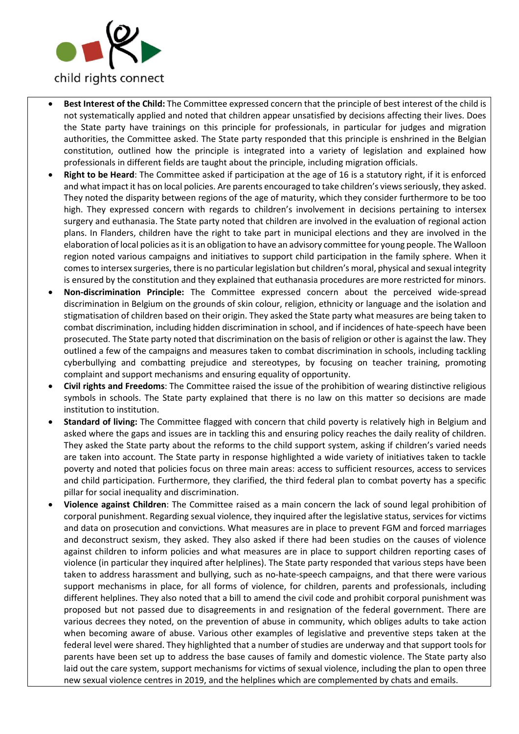- **Best Interest of the Child:** The Committee expressed concern that the principle of best interest of the child is not systematically applied and noted that children appear unsatisfied by decisions affecting their lives. Does the State party have trainings on this principle for professionals, in particular for judges and migration authorities, the Committee asked. The State party responded that this principle is enshrined in the Belgian constitution, outlined how the principle is integrated into a variety of legislation and explained how professionals in different fields are taught about the principle, including migration officials.
- **Right to be Heard**: The Committee asked if participation at the age of 16 is a statutory right, if it is enforced and what impact it has on local policies. Are parents encouraged to take children's views seriously, they asked. They noted the disparity between regions of the age of maturity, which they consider furthermore to be too high. They expressed concern with regards to children's involvement in decisions pertaining to intersex surgery and euthanasia. The State party noted that children are involved in the evaluation of regional action plans. In Flanders, children have the right to take part in municipal elections and they are involved in the elaboration of local policies as it is an obligation to have an advisory committee for young people. The Walloon region noted various campaigns and initiatives to support child participation in the family sphere. When it comes to intersex surgeries, there is no particular legislation but children's moral, physical and sexual integrity is ensured by the constitution and they explained that euthanasia procedures are more restricted for minors.
- **Non-discrimination Principle:** The Committee expressed concern about the perceived wide-spread discrimination in Belgium on the grounds of skin colour, religion, ethnicity or language and the isolation and stigmatisation of children based on their origin. They asked the State party what measures are being taken to combat discrimination, including hidden discrimination in school, and if incidences of hate-speech have been prosecuted. The State party noted that discrimination on the basis of religion or other is against the law. They outlined a few of the campaigns and measures taken to combat discrimination in schools, including tackling cyberbullying and combatting prejudice and stereotypes, by focusing on teacher training, promoting complaint and support mechanisms and ensuring equality of opportunity.
- **Civil rights and Freedoms**: The Committee raised the issue of the prohibition of wearing distinctive religious symbols in schools. The State party explained that there is no law on this matter so decisions are made institution to institution.
- **Standard of living:** The Committee flagged with concern that child poverty is relatively high in Belgium and asked where the gaps and issues are in tackling this and ensuring policy reaches the daily reality of children. They asked the State party about the reforms to the child support system, asking if children's varied needs are taken into account. The State party in response highlighted a wide variety of initiatives taken to tackle poverty and noted that policies focus on three main areas: access to sufficient resources, access to services and child participation. Furthermore, they clarified, the third federal plan to combat poverty has a specific pillar for social inequality and discrimination.
- **Violence against Children**: The Committee raised as a main concern the lack of sound legal prohibition of corporal punishment. Regarding sexual violence, they inquired after the legislative status, services for victims and data on prosecution and convictions. What measures are in place to prevent FGM and forced marriages and deconstruct sexism, they asked. They also asked if there had been studies on the causes of violence against children to inform policies and what measures are in place to support children reporting cases of violence (in particular they inquired after helplines). The State party responded that various steps have been taken to address harassment and bullying, such as no-hate-speech campaigns, and that there were various support mechanisms in place, for all forms of violence, for children, parents and professionals, including different helplines. They also noted that a bill to amend the civil code and prohibit corporal punishment was proposed but not passed due to disagreements in and resignation of the federal government. There are various decrees they noted, on the prevention of abuse in community, which obliges adults to take action when becoming aware of abuse. Various other examples of legislative and preventive steps taken at the federal level were shared. They highlighted that a number of studies are underway and that support tools for parents have been set up to address the base causes of family and domestic violence. The State party also laid out the care system, support mechanisms for victims of sexual violence, including the plan to open three new sexual violence centres in 2019, and the helplines which are complemented by chats and emails.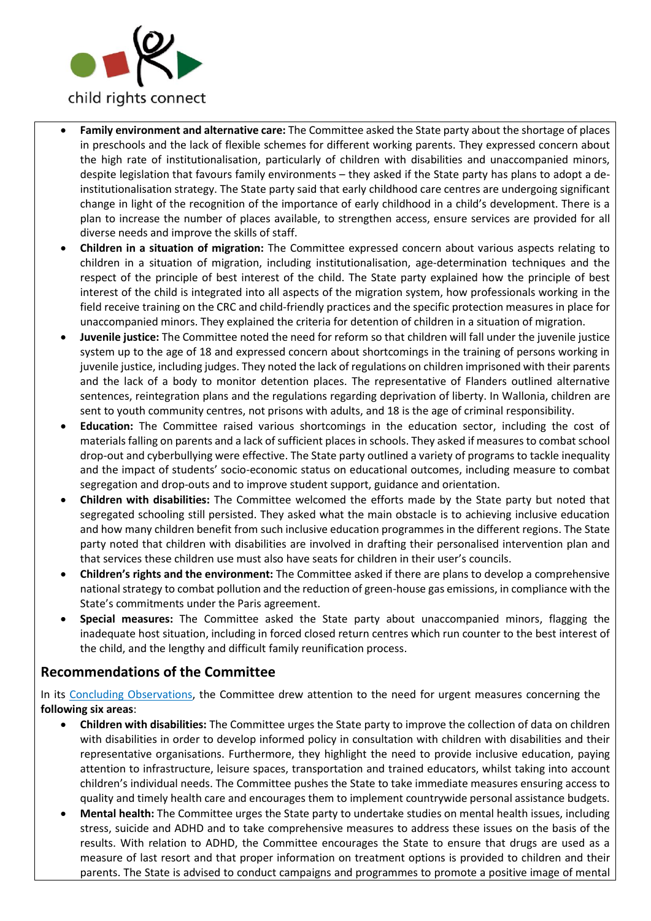- **Family environment and alternative care:** The Committee asked the State party about the shortage of places in preschools and the lack of flexible schemes for different working parents. They expressed concern about the high rate of institutionalisation, particularly of children with disabilities and unaccompanied minors, despite legislation that favours family environments – they asked if the State party has plans to adopt a de-institutionalisation strategy. The State party said that early childhood care centres are undergoing significant change in light of the recognition of the importance of early childhood in a child's development. There is a plan to increase the number of places available, to strengthen access, ensure services are provided for all diverse needs and improve the skills of staff.
- **Children in a situation of migration:** The Committee expressed concern about various aspects relating to children in a situation of migration, including institutionalisation, age-determination techniques and the respect of the principle of best interest of the child. The State party explained how the principle of best interest of the child is integrated into all aspects of the migration system, how professionals working in the field receive training on the CRC and child-friendly practices and the specific protection measures in place for unaccompanied minors. They explained the criteria for detention of children in a situation of migration.
- **Juvenile justice:** The Committee noted the need for reform so that children will fall under the juvenile justice system up to the age of 18 and expressed concern about shortcomings in the training of persons working in juvenile justice, including judges. They noted the lack of regulations on children imprisoned with their parents and the lack of a body to monitor detention places. The representative of Flanders outlined alternative sentences, reintegration plans and the regulations regarding deprivation of liberty. In Wallonia, children are sent to youth community centres, not prisons with adults, and 18 is the age of criminal responsibility.
- **Education:** The Committee raised various shortcomings in the education sector, including the cost of materials falling on parents and a lack of sufficient places in schools. They asked if measures to combat school drop-out and cyberbullying were effective. The State party outlined a variety of programs to tackle inequality and the impact of students' socio-economic status on educational outcomes, including measure to combat segregation and drop-outs and to improve student support, guidance and orientation.
- **Children with disabilities:** The Committee welcomed the efforts made by the State party but noted that segregated schooling still persisted. They asked what the main obstacle is to achieving inclusive education and how many children benefit from such inclusive education programmes in the different regions. The State party noted that children with disabilities are involved in drafting their personalised intervention plan and that services these children use must also have seats for children in their user's councils.
- **Children's rights and the environment:** The Committee asked if there are plans to develop a comprehensive national strategy to combat pollution and the reduction of green-house gas emissions, in compliance with the State's commitments under the Paris agreement.
- **Special measures:** The Committee asked the State party about unaccompanied minors, flagging the inadequate host situation, including in forced closed return centres which run counter to the best interest of the child, and the lengthy and difficult family reunification process.

## Recommendations of the Committee

In its Concluding Observations, the Committee drew attention to the need for urgent measures concerning the **following six areas**:

- **Children with disabilities:** The Committee urges the State party to improve the collection of data on children with disabilities in order to develop informed policy in consultation with children with disabilities and their representative organisations. Furthermore, they highlight the need to provide inclusive education, paying attention to infrastructure, leisure spaces, transportation and trained educators, whilst taking into account children's individual needs. The Committee pushes the State to take immediate measures ensuring access to quality and timely health care and encourages them to implement countrywide personal assistance budgets.
- **Mental health:** The Committee urges the State party to undertake studies on mental health issues, including stress, suicide and ADHD and to take comprehensive measures to address these issues on the basis of the results. With relation to ADHD, the Committee encourages the State to ensure that drugs are used as a measure of last resort and that proper information on treatment options is provided to children and their parents. The State is advised to conduct campaigns and programmes to promote a positive image of mental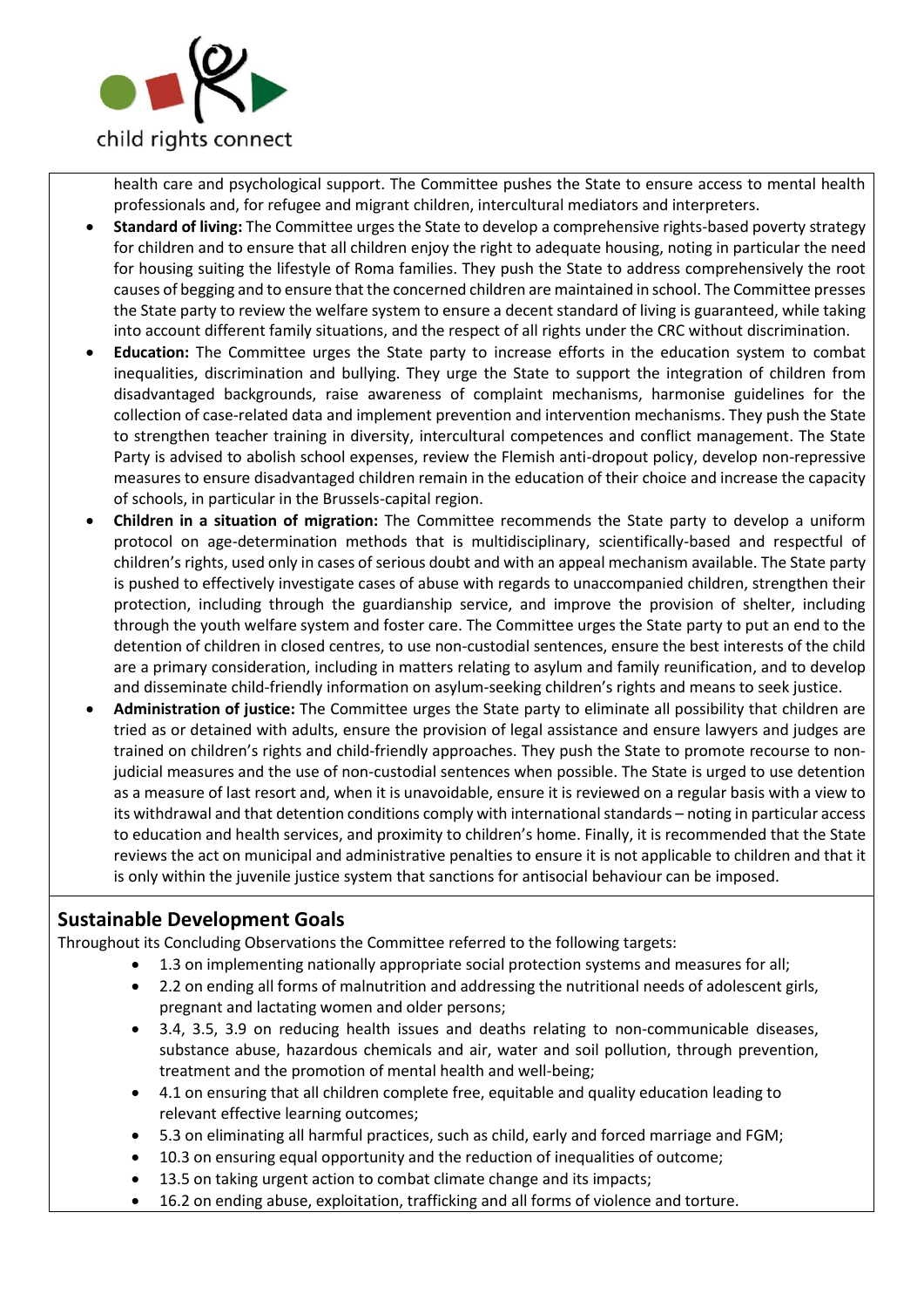health care and psychological support. The Committee pushes the State to ensure access to mental health professionals and, for refugee and migrant children, intercultural mediators and interpreters.

- **Standard of living:** The Committee urges the State to develop a comprehensive rights-based poverty strategy for children and to ensure that all children enjoy the right to adequate housing, noting in particular the need for housing suiting the lifestyle of Roma families. They push the State to address comprehensively the root causes of begging and to ensure that the concerned children are maintained in school. The Committee presses the State party to review the welfare system to ensure a decent standard of living is guaranteed, while taking into account different family situations, and the respect of all rights under the CRC without discrimination.
- **Education:** The Committee urges the State party to increase efforts in the education system to combat inequalities, discrimination and bullying. They urge the State to support the integration of children from disadvantaged backgrounds, raise awareness of complaint mechanisms, harmonise guidelines for the collection of case-related data and implement prevention and intervention mechanisms. They push the State to strengthen teacher training in diversity, intercultural competences and conflict management. The State Party is advised to abolish school expenses, review the Flemish anti-dropout policy, develop non-repressive measures to ensure disadvantaged children remain in the education of their choice and increase the capacity of schools, in particular in the Brussels-capital region.
- **Children in a situation of migration:** The Committee recommends the State party to develop a uniform protocol on age-determination methods that is multidisciplinary, scientifically-based and respectful of children's rights, used only in cases of serious doubt and with an appeal mechanism available. The State party is pushed to effectively investigate cases of abuse with regards to unaccompanied children, strengthen their protection, including through the guardianship service, and improve the provision of shelter, including through the youth welfare system and foster care. The Committee urges the State party to put an end to the detention of children in closed centres, to use non-custodial sentences, ensure the best interests of the child are a primary consideration, including in matters relating to asylum and family reunification, and to develop and disseminate child-friendly information on asylum-seeking children's rights and means to seek justice.
- **Administration of justice:** The Committee urges the State party to eliminate all possibility that children are tried as or detained with adults, ensure the provision of legal assistance and ensure lawyers and judges are trained on children's rights and child-friendly approaches. They push the State to promote recourse to non-judicial measures and the use of non-custodial sentences when possible. The State is urged to use detention as a measure of last resort and, when it is unavoidable, ensure it is reviewed on a regular basis with a view to its withdrawal and that detention conditions comply with international standards – noting in particular access to education and health services, and proximity to children's home. Finally, it is recommended that the State reviews the act on municipal and administrative penalties to ensure it is not applicable to children and that it is only within the juvenile justice system that sanctions for antisocial behaviour can be imposed.

## Sustainable Development Goals

Throughout its Concluding Observations the Committee referred to the following targets:

- 1.3 on implementing nationally appropriate social protection systems and measures for all;
- 2.2 on ending all forms of malnutrition and addressing the nutritional needs of adolescent girls, pregnant and lactating women and older persons;
- 3.4, 3.5, 3.9 on reducing health issues and deaths relating to non-communicable diseases, substance abuse, hazardous chemicals and air, water and soil pollution, through prevention, treatment and the promotion of mental health and well-being;
- 4.1 on ensuring that all children complete free, equitable and quality education leading to relevant effective learning outcomes;
- 5.3 on eliminating all harmful practices, such as child, early and forced marriage and FGM;
- 10.3 on ensuring equal opportunity and the reduction of inequalities of outcome;
- 13.5 on taking urgent action to combat climate change and its impacts;
- 16.2 on ending abuse, exploitation, trafficking and all forms of violence and torture.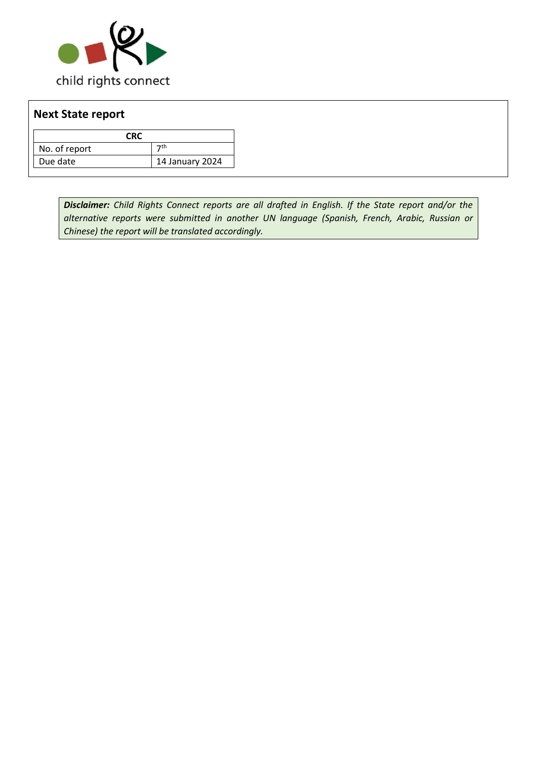## Next State report

| CRC | |
|---|---|
| No. of report | 7th |
| Due date | 14 January 2024 |

***Disclaimer:*** *Child Rights Connect reports are all drafted in English. If the State report and/or the alternative reports were submitted in another UN language (Spanish, French, Arabic, Russian or Chinese) the report will be translated accordingly.*